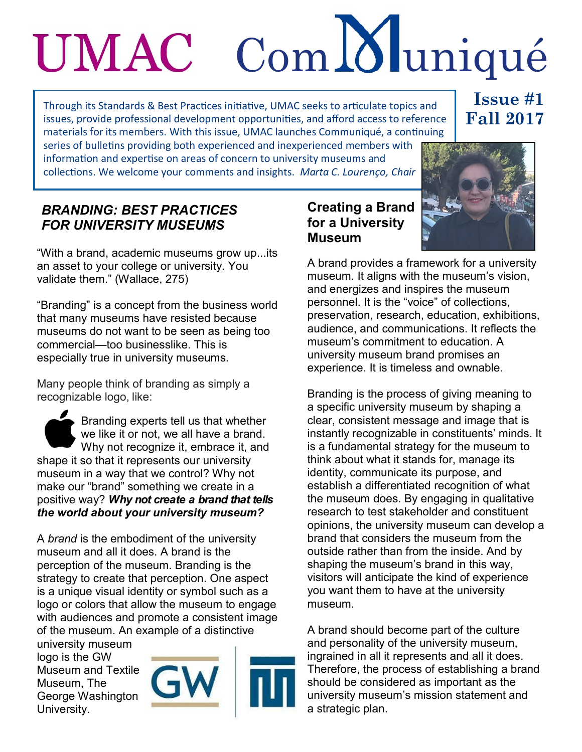# UMAC ComMuniqué

**Issue #1**
**Fall 2017**

Through its Standards & Best Practices initiative, UMAC seeks to articulate topics and issues, provide professional development opportunities, and afford access to reference materials for its members. With this issue, UMAC launches Communiqué, a continuing series of bulletins providing both experienced and inexperienced members with information and expertise on areas of concern to university museums and collections. We welcome your comments and insights. *Marta C. Lourenço, Chair*

## *BRANDING: BEST PRACTICES FOR UNIVERSITY MUSEUMS*

"With a brand, academic museums grow up...its an asset to your college or university. You validate them." (Wallace, 275)

"Branding" is a concept from the business world that many museums have resisted because museums do not want to be seen as being too commercial—too businesslike. This is especially true in university museums.

Many people think of branding as simply a recognizable logo, like:

Branding experts tell us that whether we like it or not, we all have a brand. Why not recognize it, embrace it, and shape it so that it represents our university museum in a way that we control? Why not make our "brand" something we create in a positive way? ***Why not create a brand that tells the world about your university museum?***

A *brand* is the embodiment of the university museum and all it does. A brand is the perception of the museum. Branding is the strategy to create that perception. One aspect is a unique visual identity or symbol such as a logo or colors that allow the museum to engage with audiences and promote a consistent image of the museum. An example of a distinctive university museum logo is the GW Museum and Textile Museum, The George Washington University.

### Creating a Brand for a University Museum

A brand provides a framework for a university museum. It aligns with the museum's vision, and energizes and inspires the museum personnel. It is the "voice" of collections, preservation, research, education, exhibitions, audience, and communications. It reflects the museum's commitment to education. A university museum brand promises an experience. It is timeless and ownable.

Branding is the process of giving meaning to a specific university museum by shaping a clear, consistent message and image that is instantly recognizable in constituents' minds. It is a fundamental strategy for the museum to think about what it stands for, manage its identity, communicate its purpose, and establish a differentiated recognition of what the museum does. By engaging in qualitative research to test stakeholder and constituent opinions, the university museum can develop a brand that considers the museum from the outside rather than from the inside. And by shaping the museum's brand in this way, visitors will anticipate the kind of experience you want them to have at the university museum.

A brand should become part of the culture and personality of the university museum, ingrained in all it represents and all it does. Therefore, the process of establishing a brand should be considered as important as the university museum's mission statement and a strategic plan.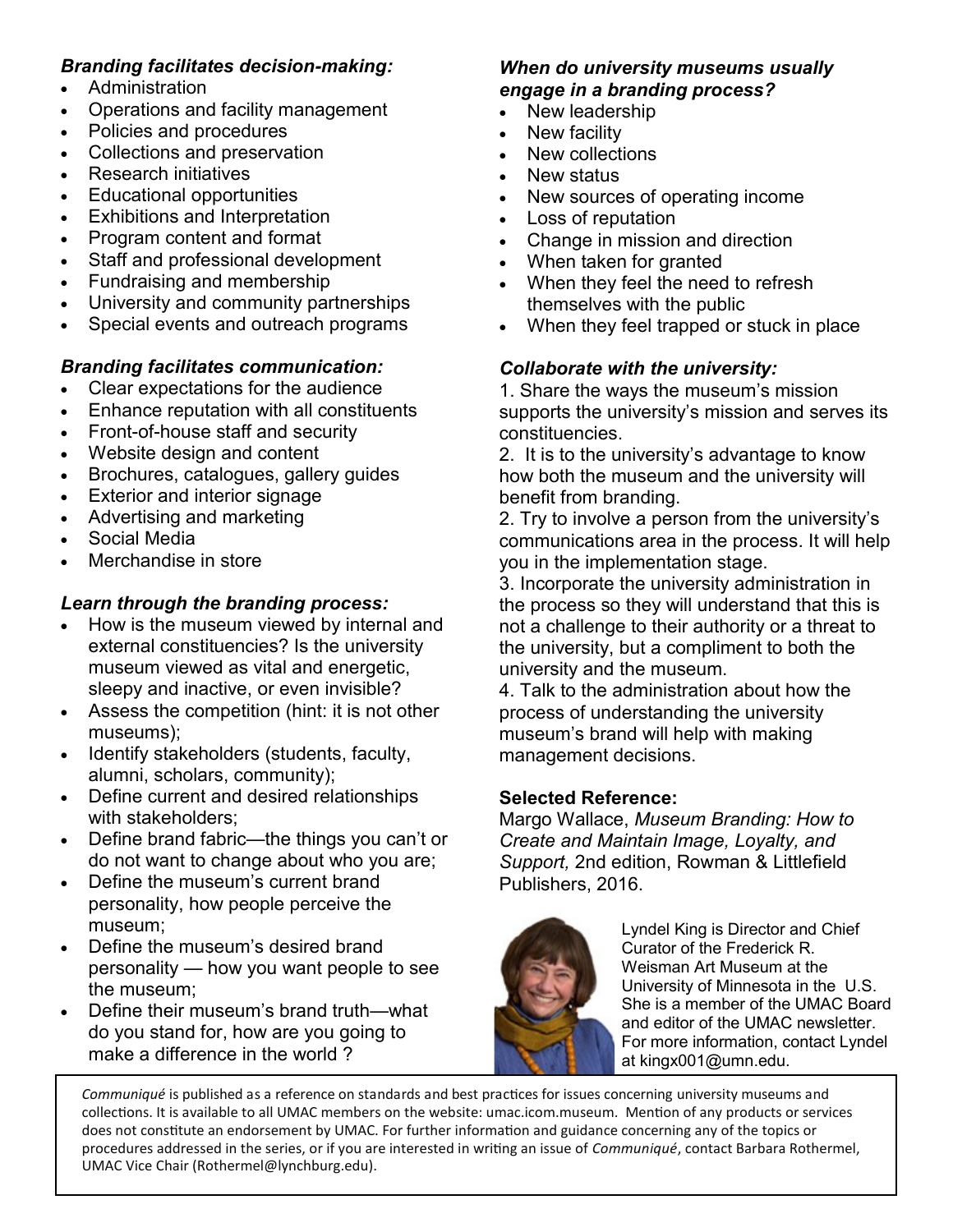***Branding facilitates decision-making:***

- Administration
- Operations and facility management
- Policies and procedures
- Collections and preservation
- Research initiatives
- Educational opportunities
- Exhibitions and Interpretation
- Program content and format
- Staff and professional development
- Fundraising and membership
- University and community partnerships
- Special events and outreach programs

***Branding facilitates communication:***

- Clear expectations for the audience
- Enhance reputation with all constituents
- Front-of-house staff and security
- Website design and content
- Brochures, catalogues, gallery guides
- Exterior and interior signage
- Advertising and marketing
- Social Media
- Merchandise in store

***Learn through the branding process:***

- How is the museum viewed by internal and external constituencies? Is the university museum viewed as vital and energetic, sleepy and inactive, or even invisible?
- Assess the competition (hint: it is not other museums);
- Identify stakeholders (students, faculty, alumni, scholars, community);
- Define current and desired relationships with stakeholders;
- Define brand fabric—the things you can't or do not want to change about who you are;
- Define the museum's current brand personality, how people perceive the museum;
- Define the museum's desired brand personality — how you want people to see the museum;
- Define their museum's brand truth—what do you stand for, how are you going to make a difference in the world ?

***When do university museums usually engage in a branding process?***

- New leadership
- New facility
- New collections
- New status
- New sources of operating income
- Loss of reputation
- Change in mission and direction
- When taken for granted
- When they feel the need to refresh themselves with the public
- When they feel trapped or stuck in place

***Collaborate with the university:***

1. Share the ways the museum's mission supports the university's mission and serves its constituencies.

2. It is to the university's advantage to know how both the museum and the university will benefit from branding.

2. Try to involve a person from the university's communications area in the process. It will help you in the implementation stage.

3. Incorporate the university administration in the process so they will understand that this is not a challenge to their authority or a threat to the university, but a compliment to both the university and the museum.

4. Talk to the administration about how the process of understanding the university museum's brand will help with making management decisions.

**Selected Reference:**

Margo Wallace, *Museum Branding: How to Create and Maintain Image, Loyalty, and Support,* 2nd edition, Rowman & Littlefield Publishers, 2016.

Lyndel King is Director and Chief Curator of the Frederick R. Weisman Art Museum at the University of Minnesota in the U.S. She is a member of the UMAC Board and editor of the UMAC newsletter. For more information, contact Lyndel at kingx001@umn.edu.

*Communiqué* is published as a reference on standards and best practices for issues concerning university museums and collections. It is available to all UMAC members on the website: umac.icom.museum. Mention of any products or services does not constitute an endorsement by UMAC. For further information and guidance concerning any of the topics or procedures addressed in the series, or if you are interested in writing an issue of *Communiqué*, contact Barbara Rothermel, UMAC Vice Chair (Rothermel@lynchburg.edu).